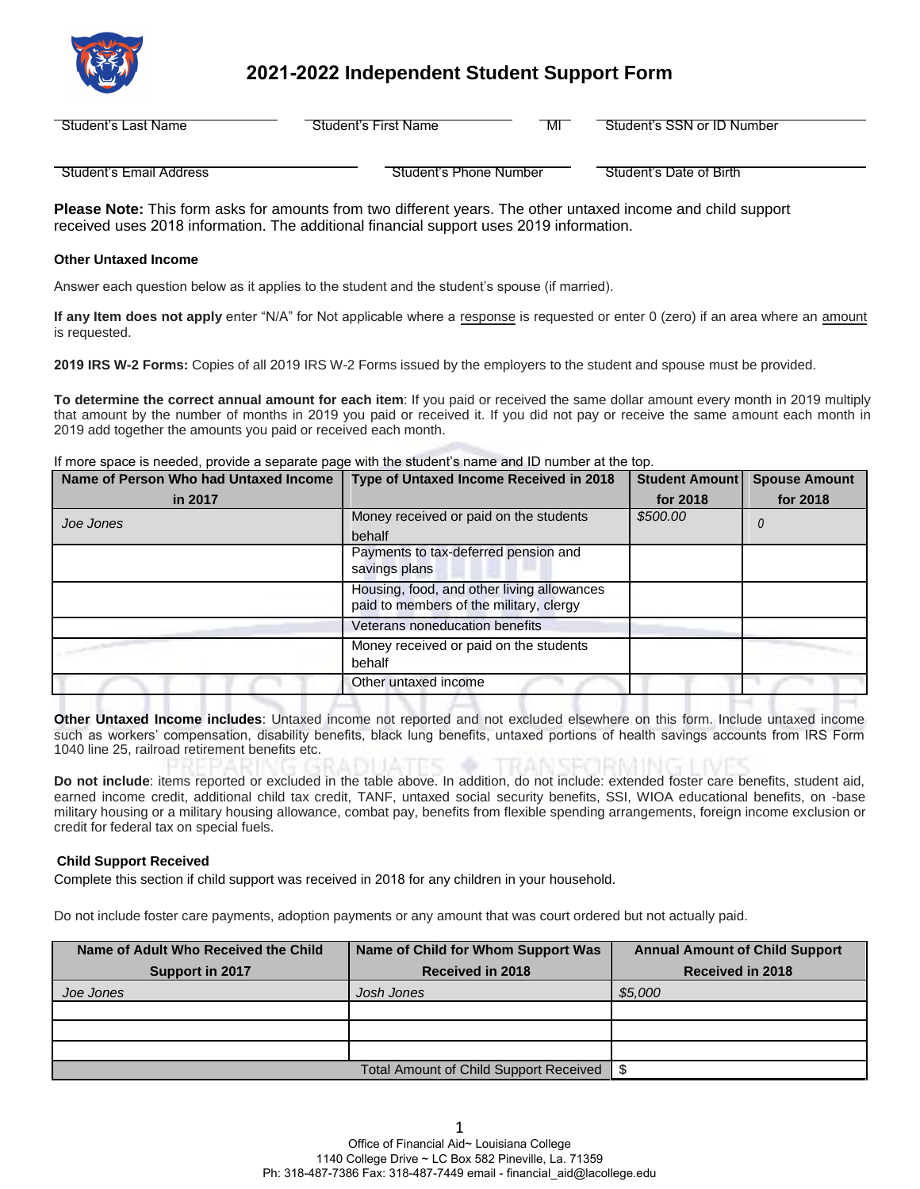# 2021-2022 Independent Student Support Form

| Student's Last Name | Student's First Name | MI | Student's SSN or ID Number |
|---|---|---|---|

| Student's Email Address | Student's Phone Number | Student's Date of Birth |
|---|---|---|

**Please Note:** This form asks for amounts from two different years. The other untaxed income and child support received uses 2018 information. The additional financial support uses 2019 information.

### Other Untaxed Income

Answer each question below as it applies to the student and the student's spouse (if married).

**If any Item does not apply** enter "N/A" for Not applicable where a response is requested or enter 0 (zero) if an area where an amount is requested.

**2019 IRS W-2 Forms:** Copies of all 2019 IRS W-2 Forms issued by the employers to the student and spouse must be provided.

**To determine the correct annual amount for each item**: If you paid or received the same dollar amount every month in 2019 multiply that amount by the number of months in 2019 you paid or received it. If you did not pay or receive the same amount each month in 2019 add together the amounts you paid or received each month.

If more space is needed, provide a separate page with the student's name and ID number at the top.

| Name of Person Who had Untaxed Income in 2017 | Type of Untaxed Income Received in 2018 | Student Amount for 2018 | Spouse Amount for 2018 |
|---|---|---|---|
| *Joe Jones* | Money received or paid on the students behalf | *$500.00* | *0* |
| | Payments to tax-deferred pension and savings plans | | |
| | Housing, food, and other living allowances paid to members of the military, clergy | | |
| | Veterans noneducation benefits | | |
| | Money received or paid on the students behalf | | |
| | Other untaxed income | | |

**Other Untaxed Income includes**: Untaxed income not reported and not excluded elsewhere on this form. Include untaxed income such as workers' compensation, disability benefits, black lung benefits, untaxed portions of health savings accounts from IRS Form 1040 line 25, railroad retirement benefits etc.

**Do not include**: items reported or excluded in the table above. In addition, do not include: extended foster care benefits, student aid, earned income credit, additional child tax credit, TANF, untaxed social security benefits, SSI, WIOA educational benefits, on -base military housing or a military housing allowance, combat pay, benefits from flexible spending arrangements, foreign income exclusion or credit for federal tax on special fuels.

### Child Support Received

Complete this section if child support was received in 2018 for any children in your household.

Do not include foster care payments, adoption payments or any amount that was court ordered but not actually paid.

| Name of Adult Who Received the Child Support in 2017 | Name of Child for Whom Support Was Received in 2018 | Annual Amount of Child Support Received in 2018 |
|---|---|---|
| *Joe Jones* | *Josh Jones* | *$5,000* |
| | | |
| | | |
| | | |
| | Total Amount of Child Support Received | $ |

Office of Financial Aid~ Louisiana College
1140 College Drive ~ LC Box 582 Pineville, La. 71359
Ph: 318-487-7386 Fax: 318-487-7449 email - financial_aid@lacollege.edu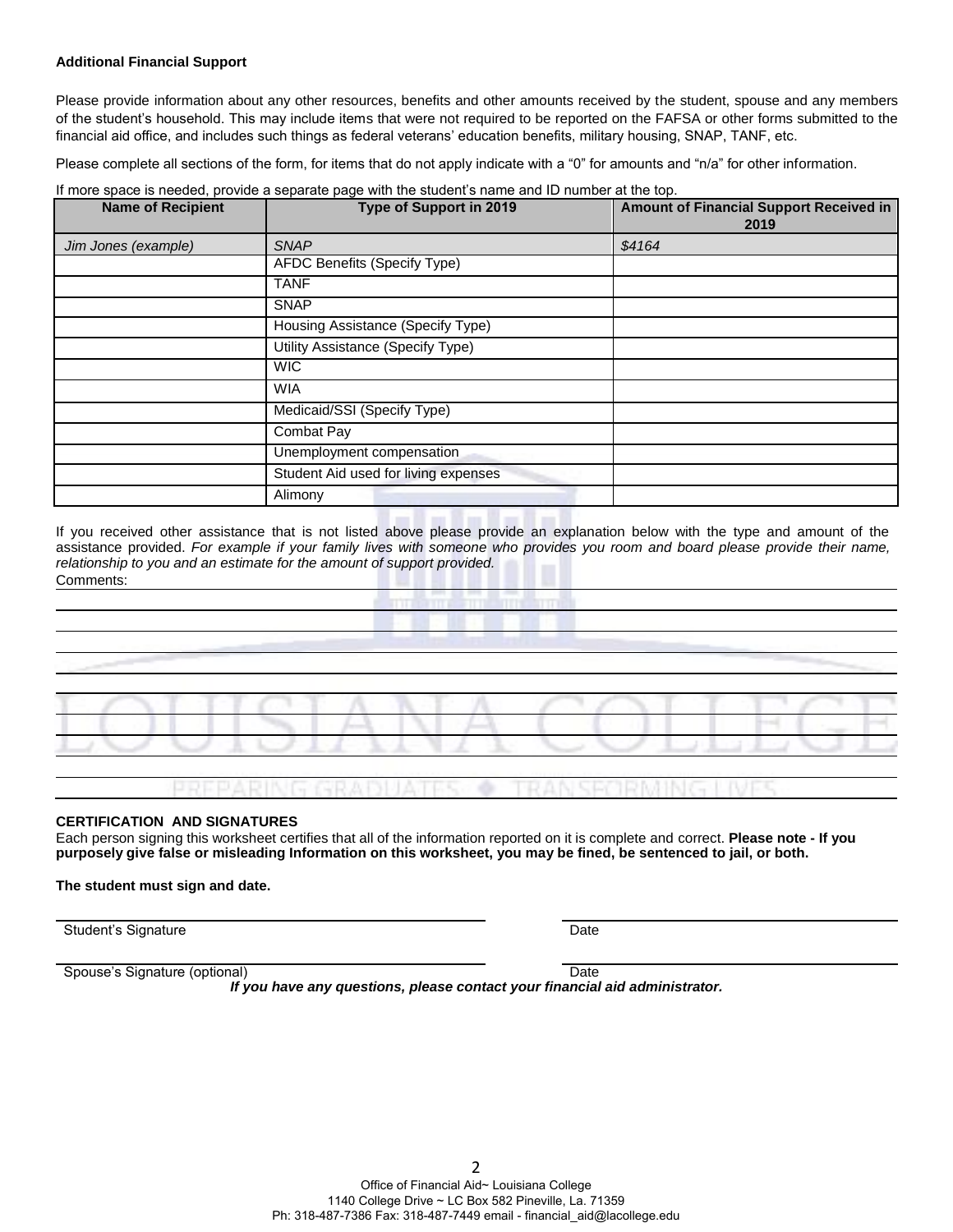**Additional Financial Support**

Please provide information about any other resources, benefits and other amounts received by the student, spouse and any members of the student's household. This may include items that were not required to be reported on the FAFSA or other forms submitted to the financial aid office, and includes such things as federal veterans' education benefits, military housing, SNAP, TANF, etc.

Please complete all sections of the form, for items that do not apply indicate with a "0" for amounts and "n/a" for other information.

If more space is needed, provide a separate page with the student's name and ID number at the top.

| Name of Recipient | Type of Support in 2019 | Amount of Financial Support Received in 2019 |
|---|---|---|
| *Jim Jones (example)* | *SNAP* | *$4164* |
| | AFDC Benefits (Specify Type) | |
| | TANF | |
| | SNAP | |
| | Housing Assistance (Specify Type) | |
| | Utility Assistance (Specify Type) | |
| | WIC | |
| | WIA | |
| | Medicaid/SSI (Specify Type) | |
| | Combat Pay | |
| | Unemployment compensation | |
| | Student Aid used for living expenses | |
| | Alimony | |

If you received other assistance that is not listed above please provide an explanation below with the type and amount of the assistance provided. *For example if your family lives with someone who provides you room and board please provide their name, relationship to you and an estimate for the amount of support provided.*

Comments:

______________________________________________________________________

______________________________________________________________________

______________________________________________________________________

______________________________________________________________________

______________________________________________________________________

______________________________________________________________________

______________________________________________________________________

______________________________________________________________________

______________________________________________________________________

______________________________________________________________________

**CERTIFICATION AND SIGNATURES**

Each person signing this worksheet certifies that all of the information reported on it is complete and correct. **Please note - If you purposely give false or misleading Information on this worksheet, you may be fined, be sentenced to jail, or both.**

**The student must sign and date.**

______________________________ ______________________________

Student's Signature Date

______________________________ ______________________________

Spouse's Signature (optional) Date

***If you have any questions, please contact your financial aid administrator.***

Office of Financial Aid~ Louisiana College
1140 College Drive ~ LC Box 582 Pineville, La. 71359
Ph: 318-487-7386 Fax: 318-487-7449 email - financial_aid@lacollege.edu